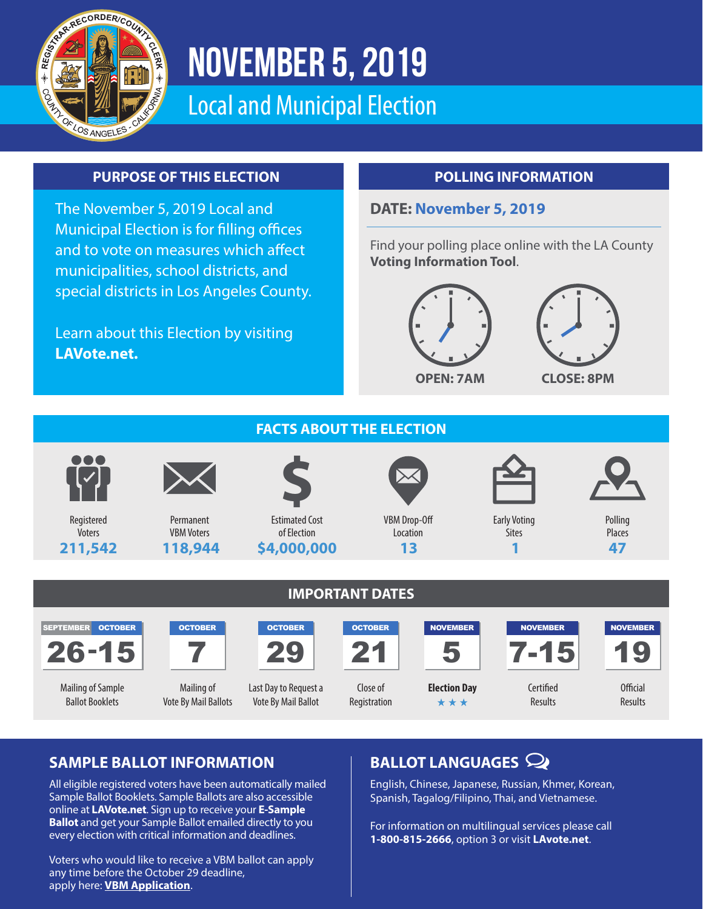# NOVEMBER 5, 2019

## Local and Municipal Election

## PURPOSE OF THIS ELECTION

The November 5, 2019 Local and Municipal Election is for filling offices and to vote on measures which affect municipalities, school districts, and special districts in Los Angeles County.

Learn about this Election by visiting **LAVote.net.**

## POLLING INFORMATION

**DATE: November 5, 2019**

Find your polling place online with the LA County **Voting Information Tool**.

**OPEN: 7AM**

**CLOSE: 8PM**

## FACTS ABOUT THE ELECTION

| Registered Voters | Permanent VBM Voters | Estimated Cost of Election | VBM Drop-Off Location | Early Voting Sites | Polling Places |
|---|---|---|---|---|---|
| **211,542** | **118,944** | **$4,000,000** | **13** | **1** | **47** |

## IMPORTANT DATES

| SEPTEMBER / OCTOBER 26-15 | OCTOBER 7 | OCTOBER 29 | OCTOBER 21 | NOVEMBER 5 | NOVEMBER 7-15 | NOVEMBER 19 |
|---|---|---|---|---|---|---|
| Mailing of Sample Ballot Booklets | Mailing of Vote By Mail Ballots | Last Day to Request a Vote By Mail Ballot | Close of Registration | **Election Day** ★★★ | Certified Results | Official Results |

## SAMPLE BALLOT INFORMATION

All eligible registered voters have been automatically mailed Sample Ballot Booklets. Sample Ballots are also accessible online at **LAVote.net**. Sign up to receive your **E-Sample Ballot** and get your Sample Ballot emailed directly to you every election with critical information and deadlines.

Voters who would like to receive a VBM ballot can apply any time before the October 29 deadline, apply here: **VBM Application**.

## BALLOT LANGUAGES

English, Chinese, Japanese, Russian, Khmer, Korean, Spanish, Tagalog/Filipino, Thai, and Vietnamese.

For information on multilingual services please call **1-800-815-2666**, option 3 or visit **LAvote.net**.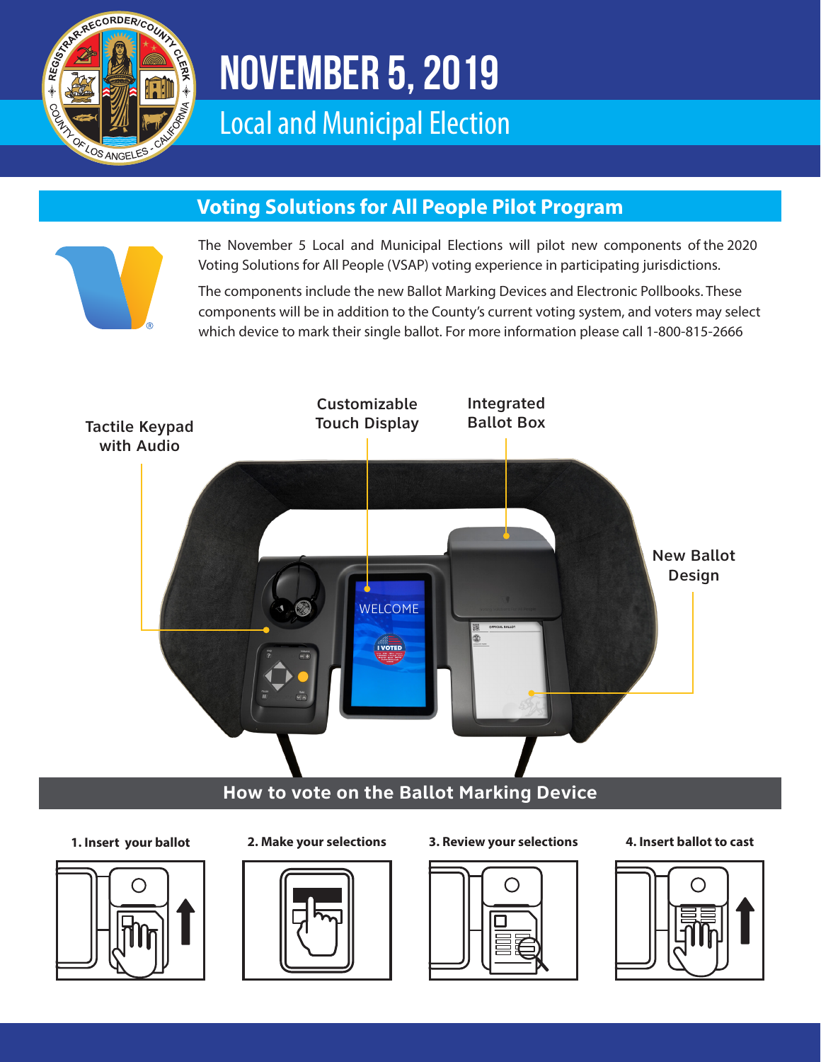# NOVEMBER 5, 2019

## Local and Municipal Election

## Voting Solutions for All People Pilot Program

The November 5 Local and Municipal Elections will pilot new components of the 2020 Voting Solutions for All People (VSAP) voting experience in participating jurisdictions.

The components include the new Ballot Marking Devices and Electronic Pollbooks. These components will be in addition to the County's current voting system, and voters may select which device to mark their single ballot. For more information please call 1-800-815-2666

Tactile Keypad with Audio

Customizable Touch Display

Integrated Ballot Box

New Ballot Design

## How to vote on the Ballot Marking Device

1. Insert your ballot
2. Make your selections
3. Review your selections
4. Insert ballot to cast